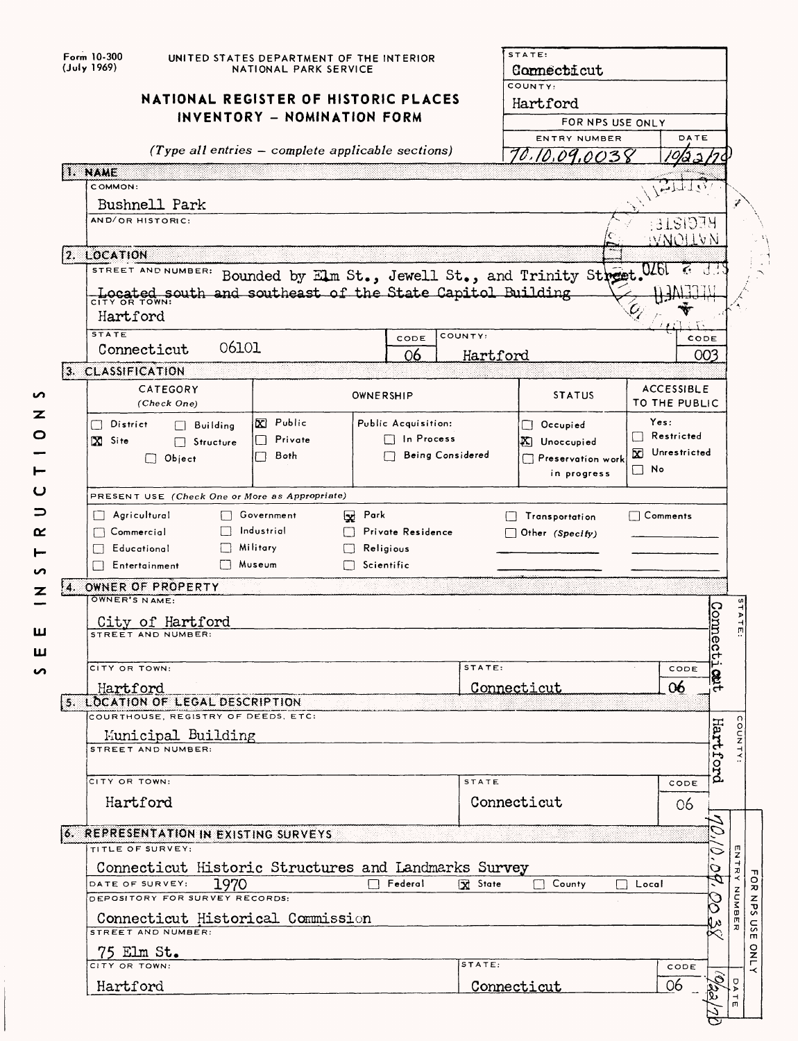Form 10-300
(July 1969)

UNITED STATES DEPARTMENT OF THE INTERIOR
NATIONAL PARK SERVICE

## NATIONAL REGISTER OF HISTORIC PLACES INVENTORY - NOMINATION FORM

*(Type all entries – complete applicable sections)*

| STATE: | |
|---|---|
| Connecticut | |
| COUNTY: | |
| Hartford | |
| FOR NPS USE ONLY | |
| ENTRY NUMBER | DATE |
| 70.10.09.0038 | 10/22/70 |

### 1. NAME

COMMON:

Bushnell Park

AND/OR HISTORIC:

### 2. LOCATION

STREET AND NUMBER: Bounded by Elm St., Jewell St., and Trinity Street. ~~Located south and southeast of the State Capitol Building~~

CITY OR TOWN: Hartford

| STATE | CODE | COUNTY: | CODE |
|---|---|---|---|
| Connecticut 06101 | 06 | Hartford | 003 |

### 3. CLASSIFICATION

| CATEGORY (Check One) | OWNERSHIP | | STATUS | ACCESSIBLE TO THE PUBLIC |
|---|---|---|---|---|
| ☐ District ☐ Building | ☒ Public | Public Acquisition: | ☐ Occupied | Yes: |
| ☒ Site ☐ Structure | ☐ Private | ☐ In Process | ☒ Unoccupied | ☐ Restricted |
| ☐ Object | ☐ Both | ☐ Being Considered | ☐ Preservation work in progress | ☒ Unrestricted |
| | | | | ☐ No |

PRESENT USE *(Check One or More as Appropriate)*

| | | | | |
|---|---|---|---|---|
| ☐ Agricultural | ☐ Government | ☒ Park | ☐ Transportation | ☐ Comments |
| ☐ Commercial | ☐ Industrial | ☐ Private Residence | ☐ Other *(Specify)* | |
| ☐ Educational | ☐ Military | ☐ Religious | | |
| ☐ Entertainment | ☐ Museum | ☐ Scientific | | |

### 4. OWNER OF PROPERTY

OWNER'S NAME:

City of Hartford

STREET AND NUMBER:

| CITY OR TOWN: | STATE: | CODE |
|---|---|---|
| Hartford | Connecticut | 06 |

### 5. LOCATION OF LEGAL DESCRIPTION

COURTHOUSE, REGISTRY OF DEEDS, ETC:

Municipal Building

STREET AND NUMBER:

| CITY OR TOWN: | STATE | CODE |
|---|---|---|
| Hartford | Connecticut | 06 |

### 6. REPRESENTATION IN EXISTING SURVEYS

TITLE OF SURVEY:

Connecticut Historic Structures and Landmarks Survey

DATE OF SURVEY: 1970 ☐ Federal ☒ State ☐ County ☐ Local

DEPOSITORY FOR SURVEY RECORDS:

Connecticut Historical Commission

STREET AND NUMBER:

75 Elm St.

| CITY OR TOWN: | STATE: | CODE |
|---|---|---|
| Hartford | Connecticut | 06 |

SEE INSTRUCTIONS

STATE: Connecticut
COUNTY: Hartford
FOR NPS USE ONLY — ENTRY NUMBER: 70.10.09.0038 — DATE: 10/22/70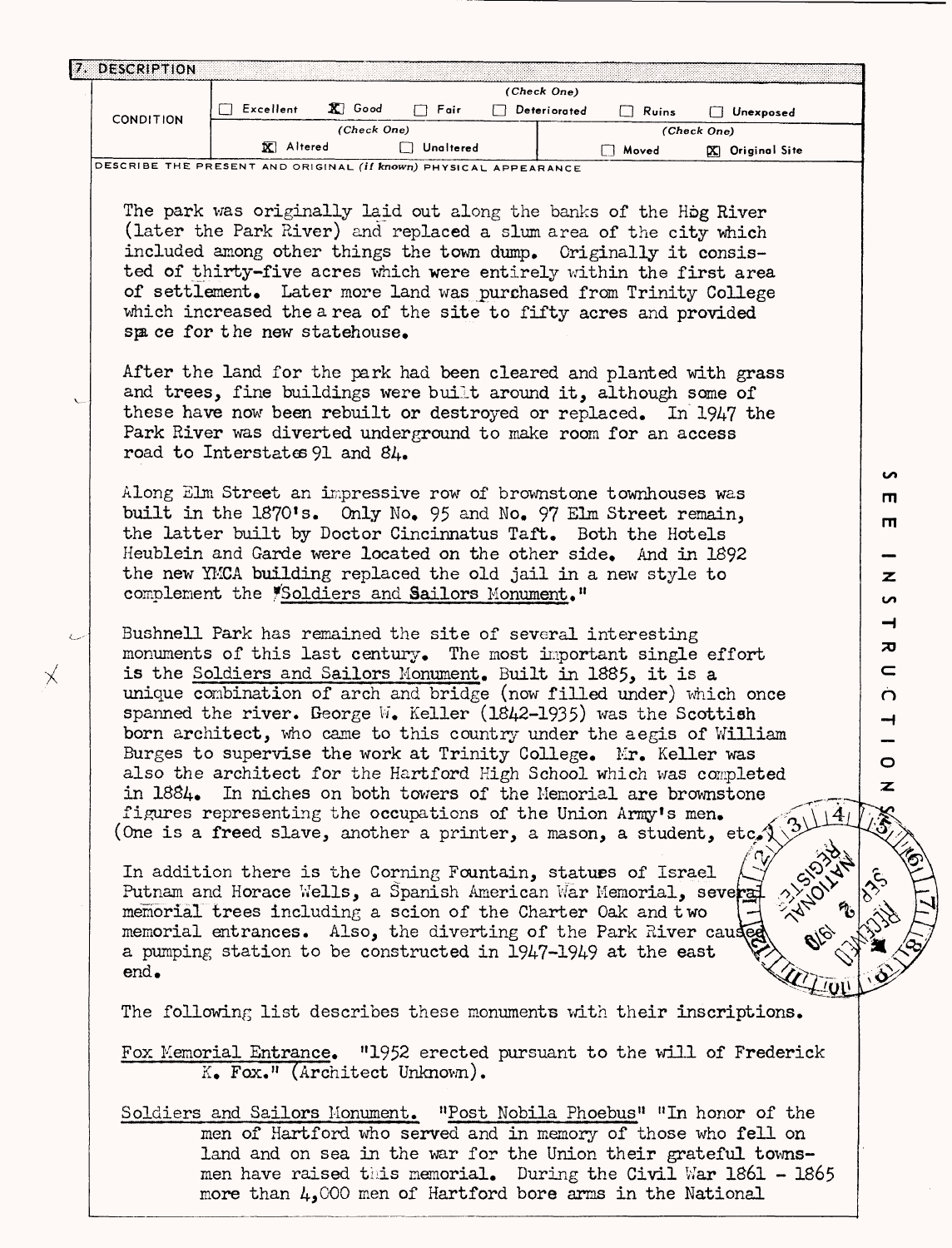## 7. DESCRIPTION

| CONDITION | (Check One) | | | | | |
|---|---|---|---|---|---|---|
| | ☐ Excellent | ☒ Good | ☐ Fair | ☐ Deteriorated | ☐ Ruins | ☐ Unexposed |
| | (Check One) | | | (Check One) | | |
| | ☒ Altered | | ☐ Unaltered | ☐ Moved | | ☒ Original Site |

DESCRIBE THE PRESENT AND ORIGINAL *(if known)* PHYSICAL APPEARANCE

The park was originally laid out along the banks of the Hog River (later the Park River) and replaced a slum area of the city which included among other things the town dump. Originally it consisted of thirty-five acres which were entirely within the first area of settlement. Later more land was purchased from Trinity College which increased the area of the site to fifty acres and provided space for the new statehouse.

After the land for the park had been cleared and planted with grass and trees, fine buildings were built around it, although some of these have now been rebuilt or destroyed or replaced. In 1947 the Park River was diverted underground to make room for an access road to Interstates 91 and 84.

Along Elm Street an impressive row of brownstone townhouses was built in the 1870's. Only No. 95 and No. 97 Elm Street remain, the latter built by Doctor Cincinnatus Taft. Both the Hotels Heublein and Garde were located on the other side. And in 1892 the new YMCA building replaced the old jail in a new style to complement the "Soldiers and Sailors Monument."

Bushnell Park has remained the site of several interesting monuments of this last century. The most important single effort is the Soldiers and Sailors Monument. Built in 1885, it is a unique combination of arch and bridge (now filled under) which once spanned the river. George W. Keller (1842-1935) was the Scottish born architect, who came to this country under the aegis of William Burges to supervise the work at Trinity College. Mr. Keller was also the architect for the Hartford High School which was completed in 1884. In niches on both towers of the Memorial are brownstone figures representing the occupations of the Union Army's men. (One is a freed slave, another a printer, a mason, a student, etc.)

In addition there is the Corning Fountain, statues of Israel Putnam and Horace Wells, a Spanish American War Memorial, several memorial trees including a scion of the Charter Oak and two memorial entrances. Also, the diverting of the Park River caused a pumping station to be constructed in 1947-1949 at the east end.

The following list describes these monuments with their inscriptions.

Fox Memorial Entrance. "1952 erected pursuant to the will of Frederick K. Fox." (Architect Unknown).

Soldiers and Sailors Monument. "Post Nobila Phoebus" "In honor of the men of Hartford who served and in memory of those who fell on land and on sea in the war for the Union their grateful townsmen have raised this memorial. During the Civil War 1861 - 1865 more than 4,000 men of Hartford bore arms in the National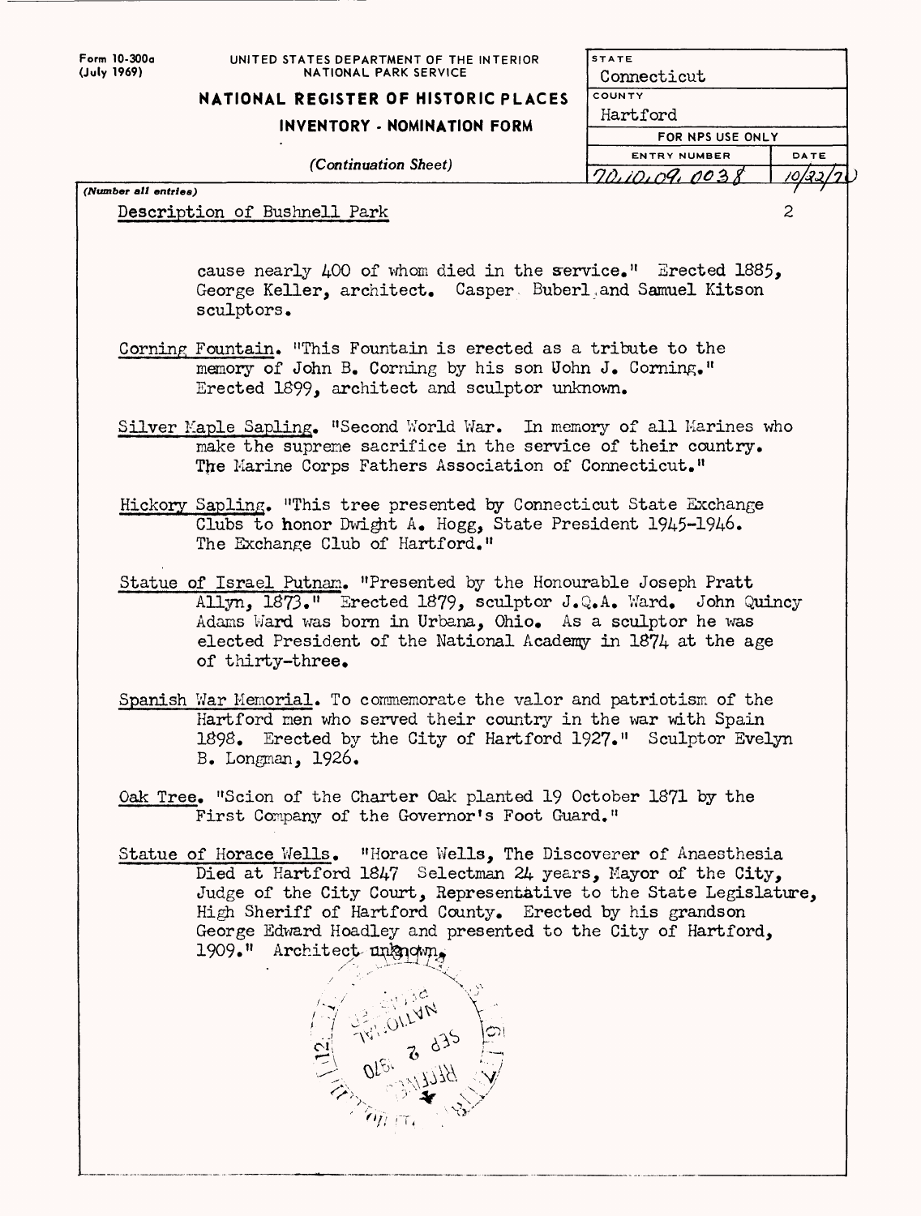Form 10-300a (July 1969)

UNITED STATES DEPARTMENT OF THE INTERIOR
NATIONAL PARK SERVICE

**NATIONAL REGISTER OF HISTORIC PLACES**

**INVENTORY - NOMINATION FORM**

*(Continuation Sheet)*

| STATE | |
|---|---|
| Connecticut | |
| COUNTY | |
| Hartford | |
| FOR NPS USE ONLY | |
| ENTRY NUMBER | DATE |
| 70.10.09.0038 | 10/22/70 |

*(Number all entries)*

Description of Bushnell Park

cause nearly 400 of whom died in the service." Erected 1885, George Keller, architect. Casper Buberl and Samuel Kitson sculptors.

Corning Fountain. "This Fountain is erected as a tribute to the memory of John B. Corning by his son John J. Corning." Erected 1899, architect and sculptor unknown.

Silver Maple Sapling. "Second World War. In memory of all Marines who make the supreme sacrifice in the service of their country. The Marine Corps Fathers Association of Connecticut."

Hickory Sapling. "This tree presented by Connecticut State Exchange Clubs to honor Dwight A. Hogg, State President 1945-1946. The Exchange Club of Hartford."

Statue of Israel Putnam. "Presented by the Honourable Joseph Pratt Allyn, 1873." Erected 1879, sculptor J.Q.A. Ward. John Quincy Adams Ward was born in Urbana, Ohio. As a sculptor he was elected President of the National Academy in 1874 at the age of thirty-three.

Spanish War Memorial. To commemorate the valor and patriotism of the Hartford men who served their country in the war with Spain 1898. Erected by the City of Hartford 1927." Sculptor Evelyn B. Longman, 1926.

Oak Tree. "Scion of the Charter Oak planted 19 October 1871 by the First Company of the Governor's Foot Guard."

Statue of Horace Wells. "Horace Wells, The Discoverer of Anaesthesia Died at Hartford 1847 Selectman 24 years, Mayor of the City, Judge of the City Court, Representative to the State Legislature, High Sheriff of Hartford County. Erected by his grandson George Edward Hoadley and presented to the City of Hartford, 1909." Architect unknown.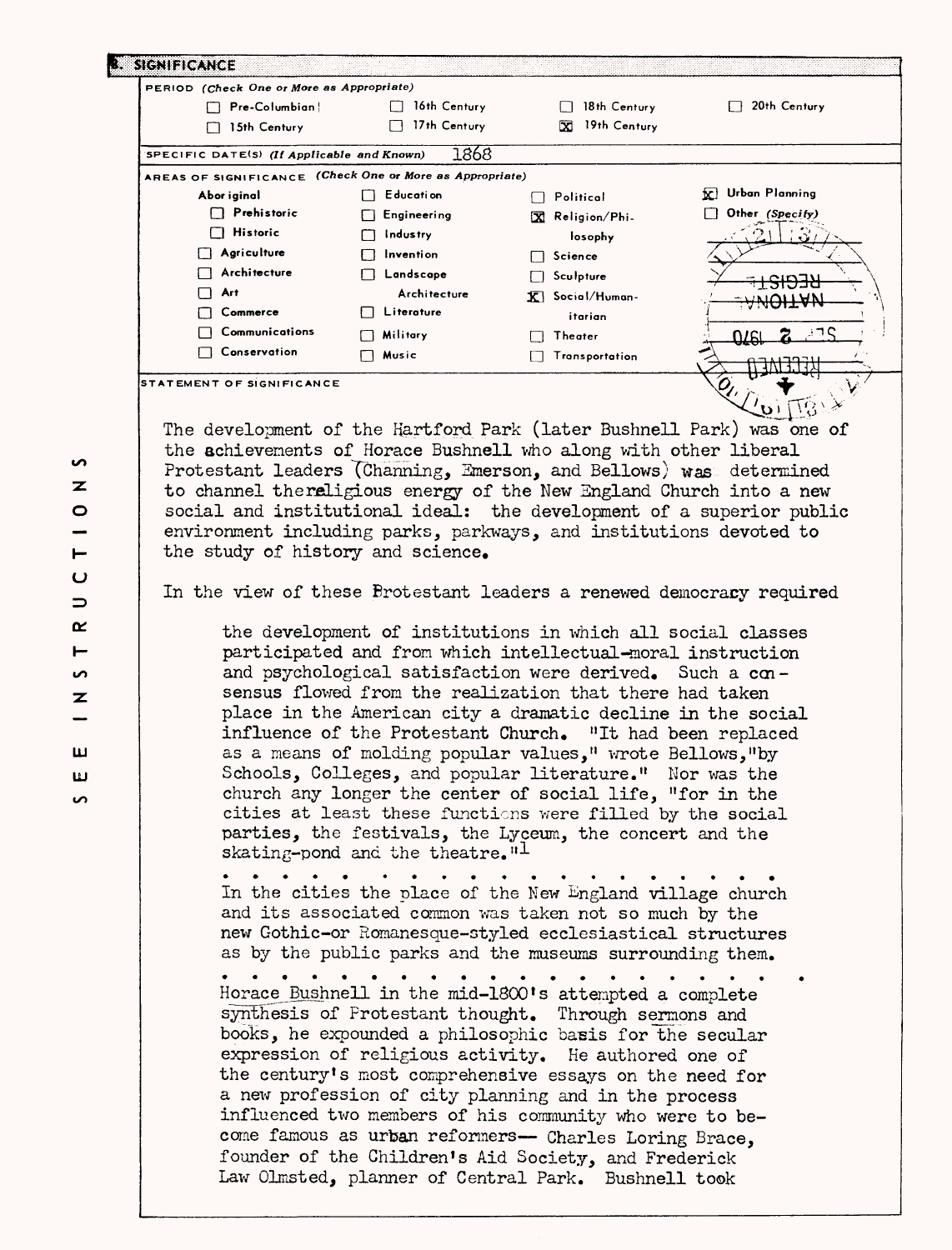## 8. SIGNIFICANCE

**PERIOD** *(Check One or More as Appropriate)*

- [ ] Pre-Columbian
- [ ] 15th Century
- [ ] 16th Century
- [ ] 17th Century
- [ ] 18th Century
- [x] 19th Century
- [ ] 20th Century

**SPECIFIC DATE(S)** *(If Applicable and Known)* 1868

**AREAS OF SIGNIFICANCE** *(Check One or More as Appropriate)*

| | | | |
|---|---|---|---|
| Aboriginal | [ ] Education | [ ] Political | [x] Urban Planning |
| [ ] Prehistoric | [ ] Engineering | [x] Religion/Philosophy | [ ] Other (Specify) |
| [ ] Historic | [ ] Industry | [ ] Science | |
| [ ] Agriculture | [ ] Invention | [ ] Sculpture | |
| [ ] Architecture | [ ] Landscape Architecture | [x] Social/Humanitarian | |
| [ ] Art | [ ] Literature | [ ] Theater | |
| [ ] Commerce | [ ] Military | [ ] Transportation | |
| [ ] Communications | [ ] Music | | |
| [ ] Conservation | | | |

**STATEMENT OF SIGNIFICANCE**

The development of the Hartford Park (later Bushnell Park) was one of the achievements of Horace Bushnell who along with other liberal Protestant leaders (Channing, Emerson, and Bellows) was determined to channel the religious energy of the New England Church into a new social and institutional ideal: the development of a superior public environment including parks, parkways, and institutions devoted to the study of history and science.

In the view of these Protestant leaders a renewed democracy required

> the development of institutions in which all social classes participated and from which intellectual-moral instruction and psychological satisfaction were derived. Such a consensus flowed from the realization that there had taken place in the American city a dramatic decline in the social influence of the Protestant Church. "It had been replaced as a means of molding popular values," wrote Bellows, "by Schools, Colleges, and popular literature." Nor was the church any longer the center of social life, "for in the cities at least these functions were filled by the social parties, the festivals, the Lyceum, the concert and the skating-pond and the theatre."[1]
>
> . . . . . . . . . . . . . . . . . . . .
>
> In the cities the place of the New England village church and its associated common was taken not so much by the new Gothic-or Romanesque-styled ecclesiastical structures as by the public parks and the museums surrounding them.
>
> . . . . . . . . . . . . . . . . . . . .
>
> Horace Bushnell in the mid-1800's attempted a complete synthesis of Protestant thought. Through sermons and books, he expounded a philosophic basis for the secular expression of religious activity. He authored one of the century's most comprehensive essays on the need for a new profession of city planning and in the process influenced two members of his community who were to become famous as urban reformers— Charles Loring Brace, founder of the Children's Aid Society, and Frederick Law Olmsted, planner of Central Park. Bushnell took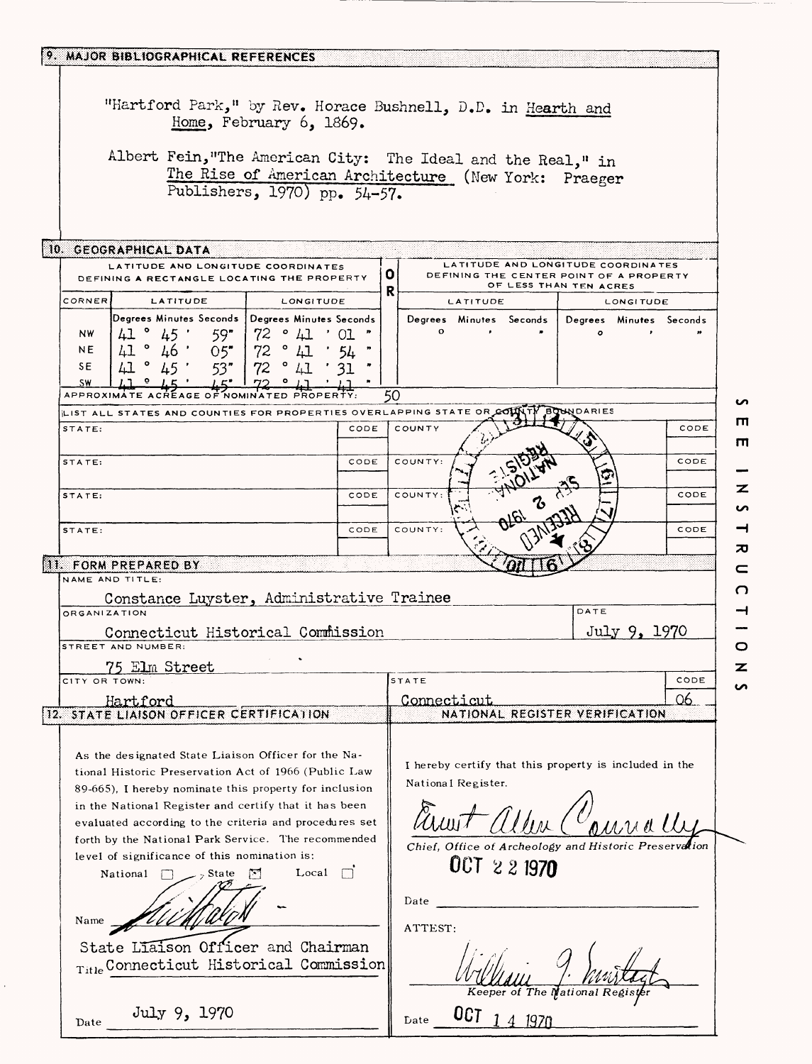## 9. MAJOR BIBLIOGRAPHICAL REFERENCES

"Hartford Park," by Rev. Horace Bushnell, D.D. in Hearth and Home, February 6, 1869.

Albert Fein, "The American City: The Ideal and the Real," in The Rise of American Architecture (New York: Praeger Publishers, 1970) pp. 54-57.

## 10. GEOGRAPHICAL DATA

| LATITUDE AND LONGITUDE COORDINATES DEFINING A RECTANGLE LOCATING THE PROPERTY | | | O R | LATITUDE AND LONGITUDE COORDINATES DEFINING THE CENTER POINT OF A PROPERTY OF LESS THAN TEN ACRES | |
|---|---|---|---|---|---|
| CORNER | LATITUDE | LONGITUDE | | LATITUDE | LONGITUDE |
| | Degrees Minutes Seconds | Degrees Minutes Seconds | | Degrees Minutes Seconds | Degrees Minutes Seconds |
| NW | 41° 45' 59" | 72° 41' 01" | | ° ' " | ° ' " |
| NE | 41° 46' 05" | 72° 41' 54" | | | |
| SE | 41° 45' 53" | 72° 41' 31" | | | |
| SW | 41° 45' 45" | 72° 41' 41" | | | |

APPROXIMATE ACREAGE OF NOMINATED PROPERTY: 50

LIST ALL STATES AND COUNTIES FOR PROPERTIES OVERLAPPING STATE OR COUNTY BOUNDARIES

| STATE: | CODE | COUNTY | CODE |
|---|---|---|---|
| STATE: | CODE | COUNTY: | CODE |
| STATE: | CODE | COUNTY: | CODE |
| STATE: | CODE | COUNTY: | CODE |

RECEIVED SEP 2 1970 NATIONAL REGISTER

## 11. FORM PREPARED BY

NAME AND TITLE:
Constance Luyster, Administrative Trainee

ORGANIZATION: Connecticut Historical Commission

DATE: July 9, 1970

STREET AND NUMBER: 75 Elm Street

CITY OR TOWN: Hartford

STATE: Connecticut

CODE: 06

## 12. STATE LIAISON OFFICER CERTIFICATION

As the designated State Liaison Officer for the National Historic Preservation Act of 1966 (Public Law 89-665), I hereby nominate this property for inclusion in the National Register and certify that it has been evaluated according to the criteria and procedures set forth by the National Park Service. The recommended level of significance of this nomination is:

National ☐ State ☒ Local ☐

Name [signature]

Title State Liaison Officer and Chairman Connecticut Historical Commission

Date July 9, 1970

## NATIONAL REGISTER VERIFICATION

I hereby certify that this property is included in the National Register.

[signature: Ernest Allen Connally]

*Chief, Office of Archeology and Historic Preservation*

OCT 22 1970

Date

ATTEST:

[signature: William J. Murtagh]

*Keeper of The National Register*

Date OCT 14 1970

SEE INSTRUCTIONS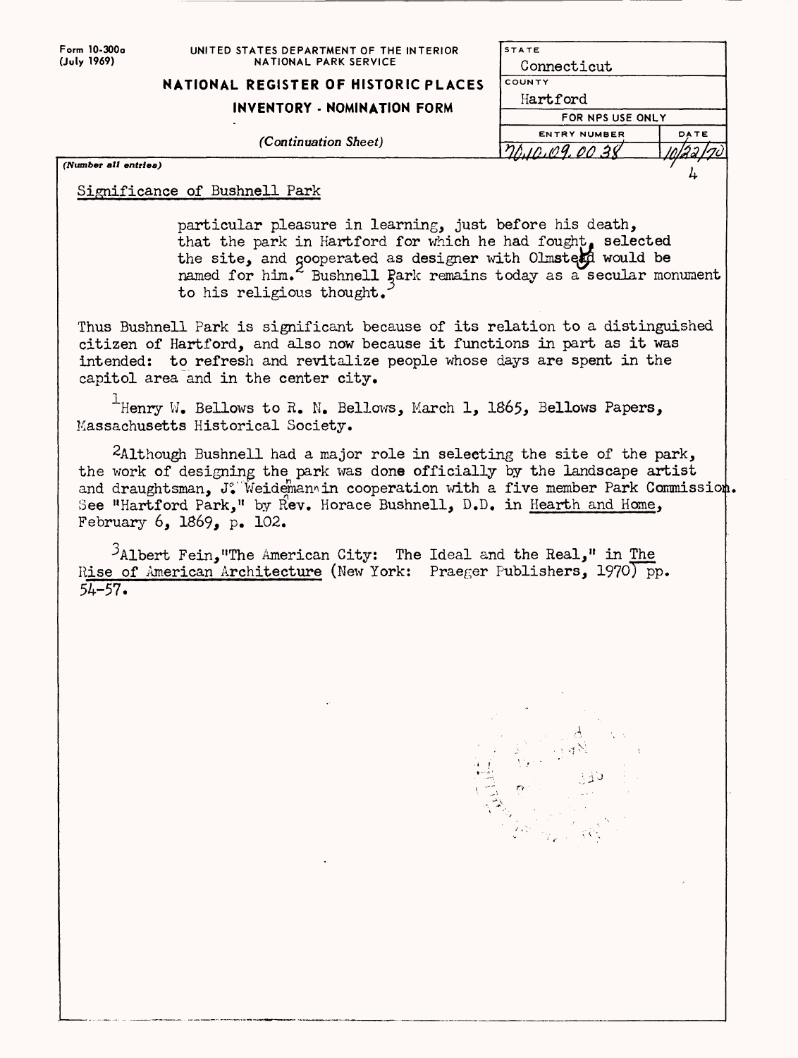Form 10-300a (July 1969)

UNITED STATES DEPARTMENT OF THE INTERIOR
NATIONAL PARK SERVICE

**NATIONAL REGISTER OF HISTORIC PLACES**

**INVENTORY - NOMINATION FORM**

*(Continuation Sheet)*

| STATE | |
|---|---|
| Connecticut | |
| COUNTY | |
| Hartford | |
| FOR NPS USE ONLY | |
| ENTRY NUMBER | DATE |
| 70.10.09.0038 | 10/22/70 |

*(Number all entries)* 4

Significance of Bushnell Park

particular pleasure in learning, just before his death, that the park in Hartford for which he had fought, selected the site, and cooperated as designer with Olmsted would be named for him.[2] Bushnell Park remains today as a secular monument to his religious thought.[3]

Thus Bushnell Park is significant because of its relation to a distinguished citizen of Hartford, and also now because it functions in part as it was intended: to refresh and revitalize people whose days are spent in the capitol area and in the center city.

[1] Henry W. Bellows to R. N. Bellows, March 1, 1865, Bellows Papers, Massachusetts Historical Society.

[2] Although Bushnell had a major role in selecting the site of the park, the work of designing the park was done officially by the landscape artist and draughtsman, J. Weidenmann in cooperation with a five member Park Commission. See "Hartford Park," by Rev. Horace Bushnell, D.D. in Hearth and Home, February 6, 1869, p. 102.

[3] Albert Fein, "The American City: The Ideal and the Real," in The Rise of American Architecture (New York: Praeger Publishers, 1970) pp. 54-57.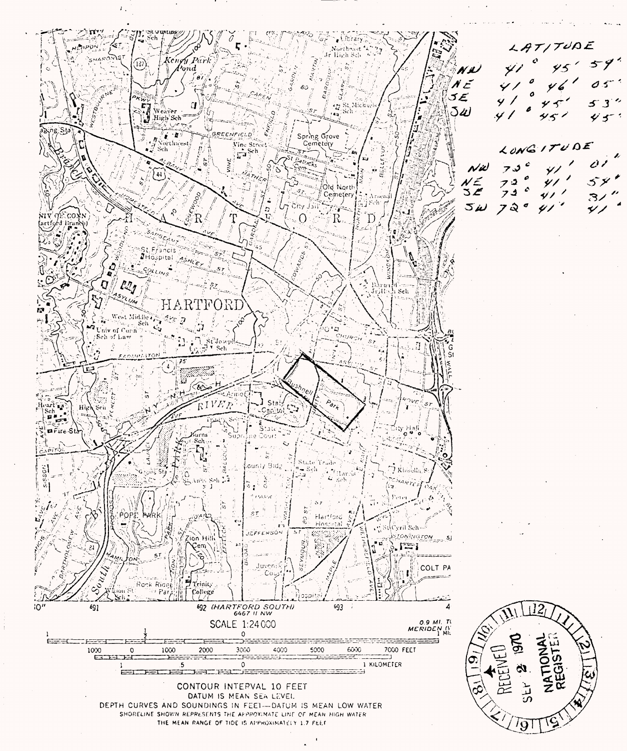LATITUDE

NW 41° 45' 59"
NE 41° 46' 05"
SE 41° 45' 53"
SW 41° 45' 45"

LONGITUDE

NW 72° 41' 01"
NE 72° 41' 54"
SE 72° 41' 31"
SW 72° 41' 41"

692 (HARTFORD SOUTH) 6467 II NW

SCALE 1:24 000

CONTOUR INTERVAL 10 FEET
DATUM IS MEAN SEA LEVEL
DEPTH CURVES AND SOUNDINGS IN FEET—DATUM IS MEAN LOW WATER
SHORELINE SHOWN REPRESENTS THE APPROXIMATE LINE OF MEAN HIGH WATER
THE MEAN RANGE OF TIDE IS APPROXIMATELY 1.7 FEET

RECEIVED SEP 2 1970 NATIONAL REGISTER